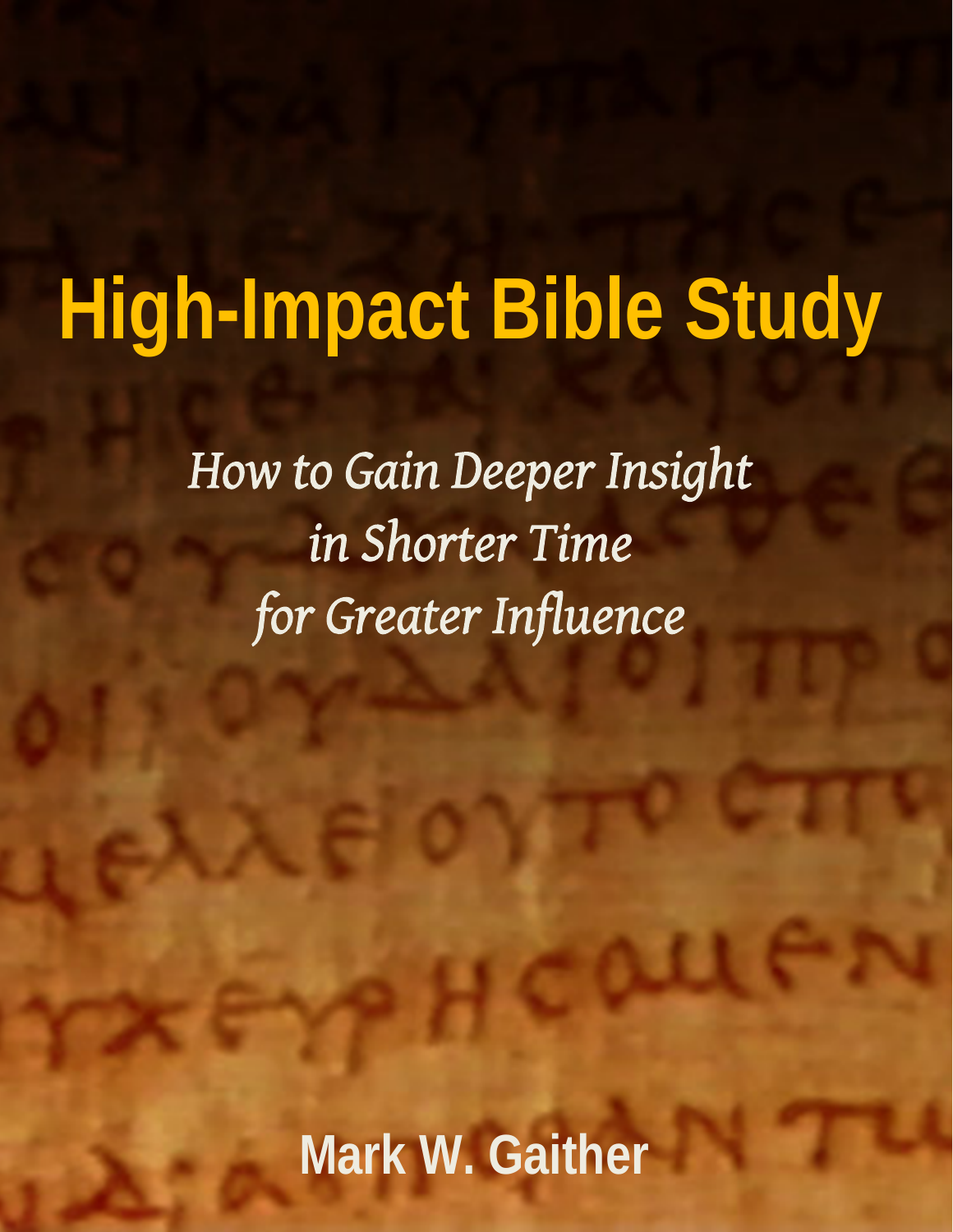# High-Impact Bible Study

*How to Gain Deeper Insight*
*in Shorter Time*
*for Greater Influence*

**Mark W. Gaither**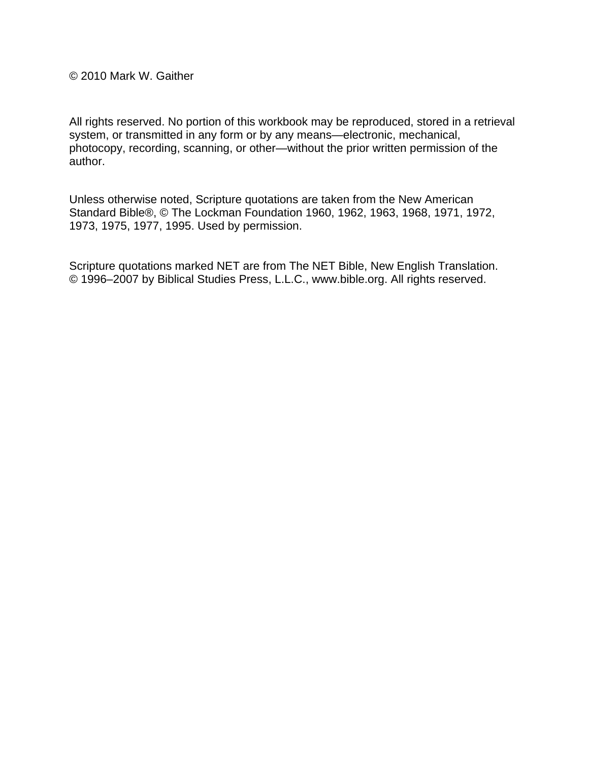© 2010 Mark W. Gaither

All rights reserved. No portion of this workbook may be reproduced, stored in a retrieval system, or transmitted in any form or by any means—electronic, mechanical, photocopy, recording, scanning, or other—without the prior written permission of the author.

Unless otherwise noted, Scripture quotations are taken from the New American Standard Bible®, © The Lockman Foundation 1960, 1962, 1963, 1968, 1971, 1972, 1973, 1975, 1977, 1995. Used by permission.

Scripture quotations marked NET are from The NET Bible, New English Translation. © 1996–2007 by Biblical Studies Press, L.L.C., www.bible.org. All rights reserved.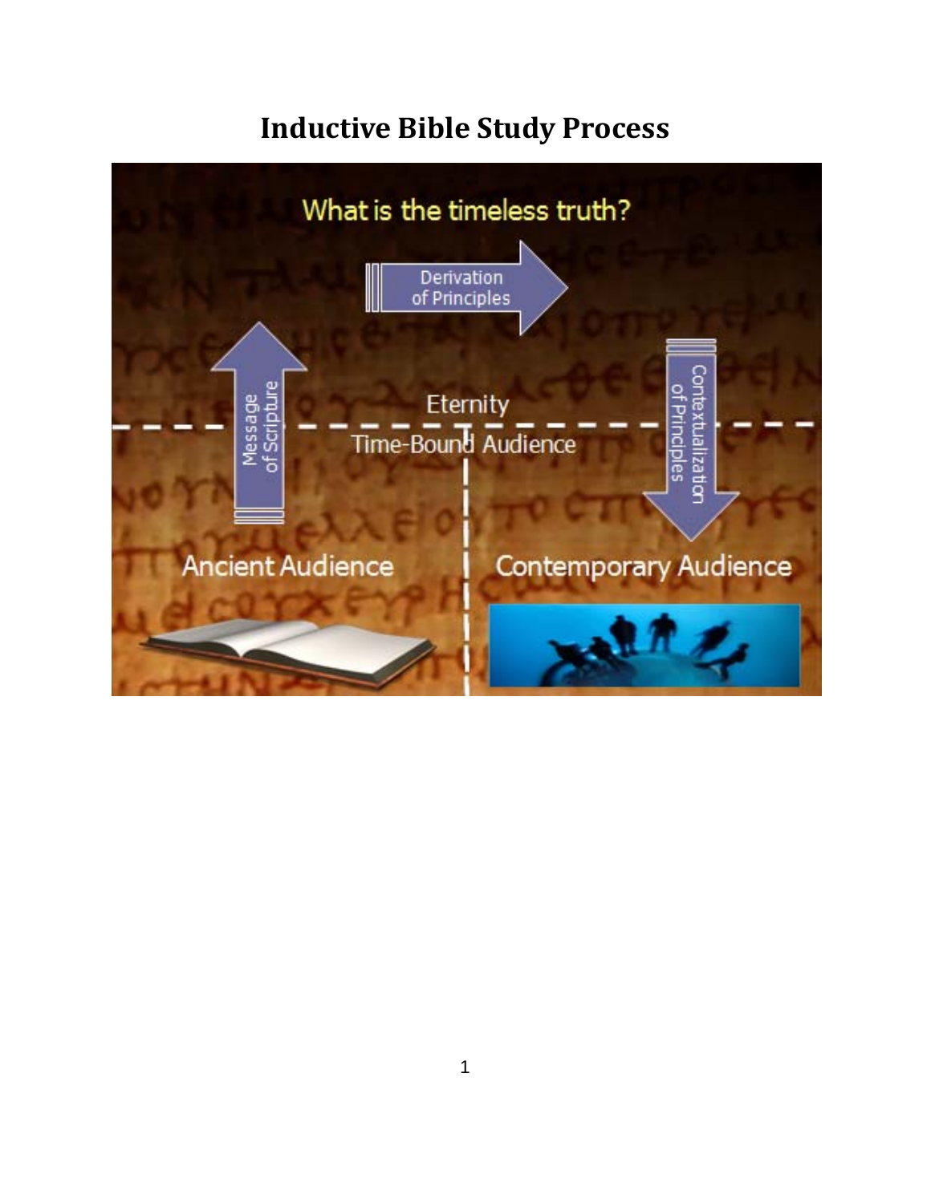# Inductive Bible Study Process

What is the timeless truth?

Derivation of Principles

Message of Scripture

Eternity

Time-Bound Audience

Contextualization of Principles

Ancient Audience

Contemporary Audience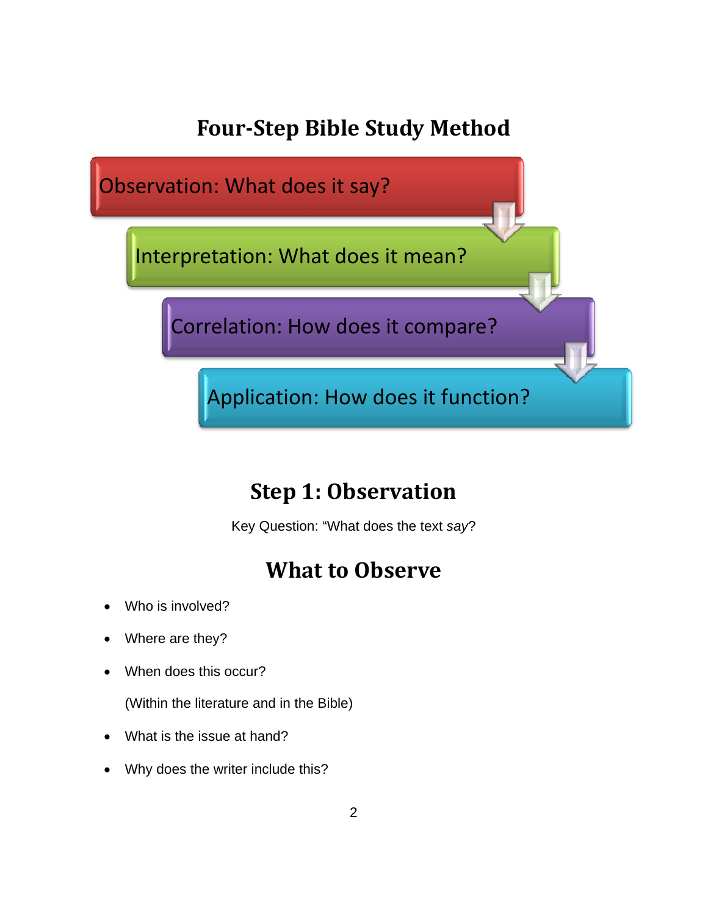# Four-Step Bible Study Method

Observation: What does it say?

Interpretation: What does it mean?

Correlation: How does it compare?

Application: How does it function?

## Step 1: Observation

Key Question: "What does the text *say*?

## What to Observe

- Who is involved?
- Where are they?
- When does this occur?

  (Within the literature and in the Bible)
- What is the issue at hand?
- Why does the writer include this?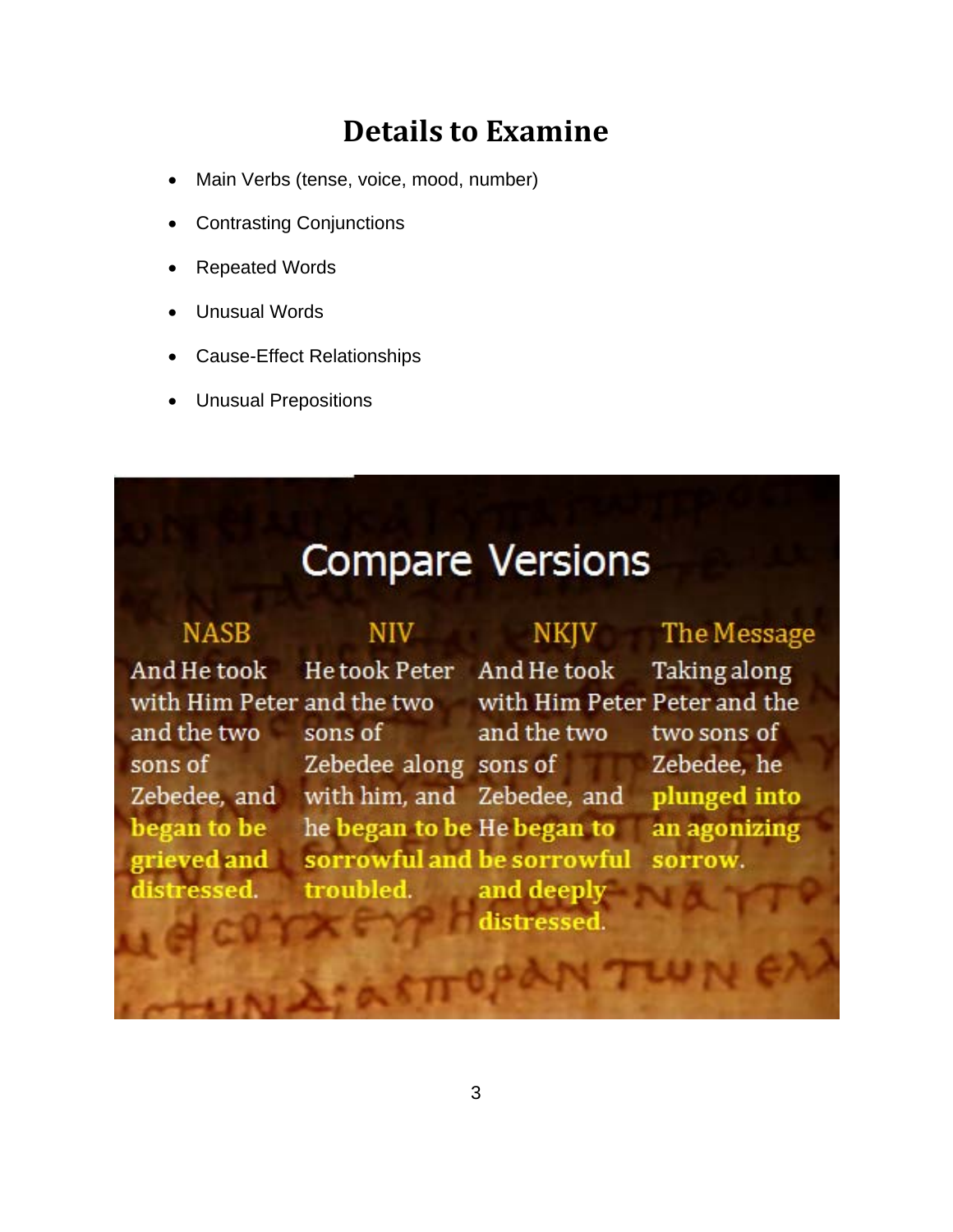# Details to Examine

- Main Verbs (tense, voice, mood, number)
- Contrasting Conjunctions
- Repeated Words
- Unusual Words
- Cause-Effect Relationships
- Unusual Prepositions

## Compare Versions

| NASB | NIV | NKJV | The Message |
|---|---|---|---|
| And He took with Him Peter and the two sons of Zebedee, and **began to be grieved and distressed.** | He took Peter and the two sons of Zebedee along with him, and he **began to be sorrowful and troubled.** | And He took with Him Peter and the two sons of Zebedee, and He **began to be sorrowful and deeply distressed.** | Taking along Peter and the two sons of Zebedee, he **plunged into an agonizing sorrow.** |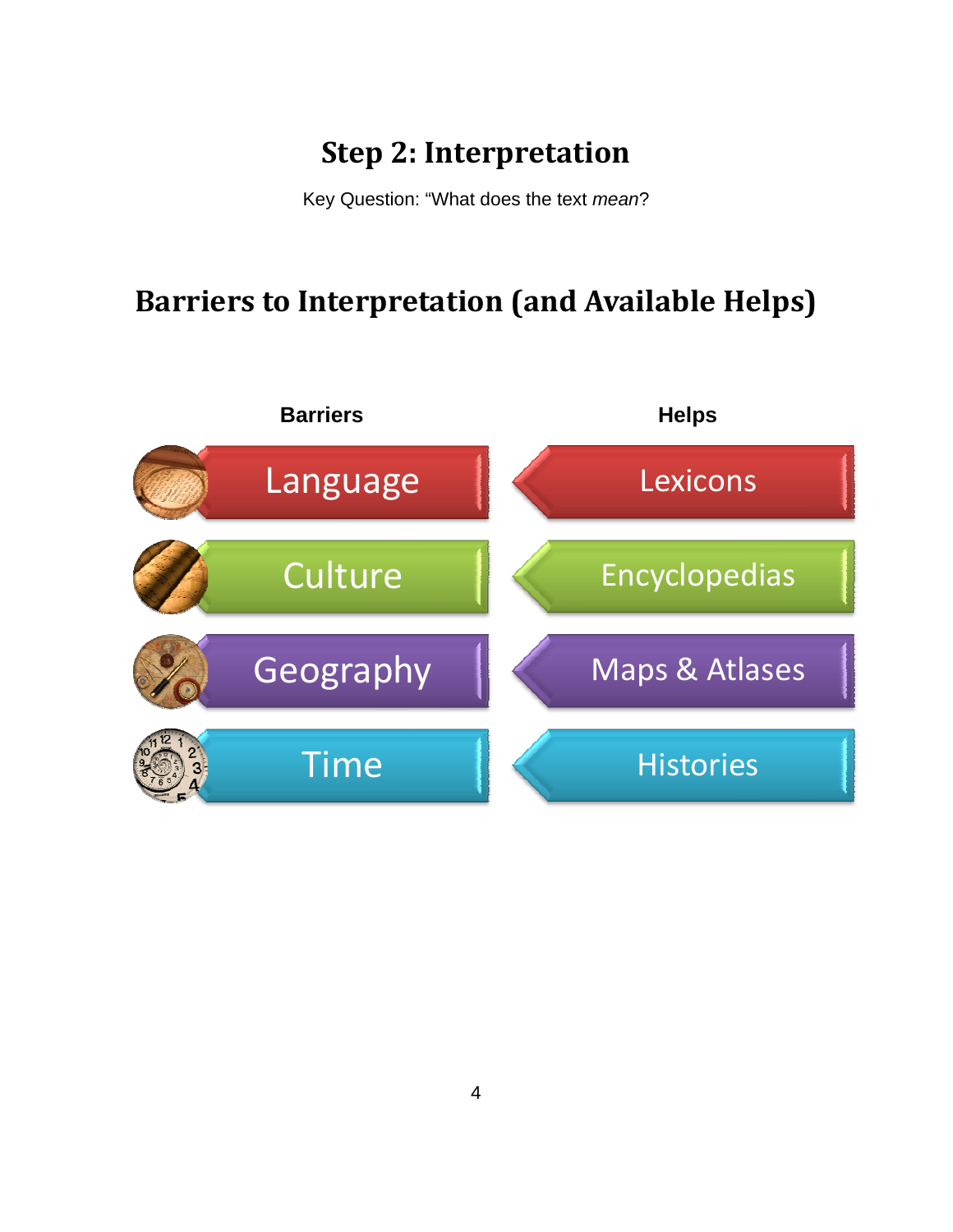# Step 2: Interpretation

Key Question: "What does the text *mean*?

## Barriers to Interpretation (and Available Helps)

| Barriers | Helps |
| --- | --- |
| Language | Lexicons |
| Culture | Encyclopedias |
| Geography | Maps & Atlases |
| Time | Histories |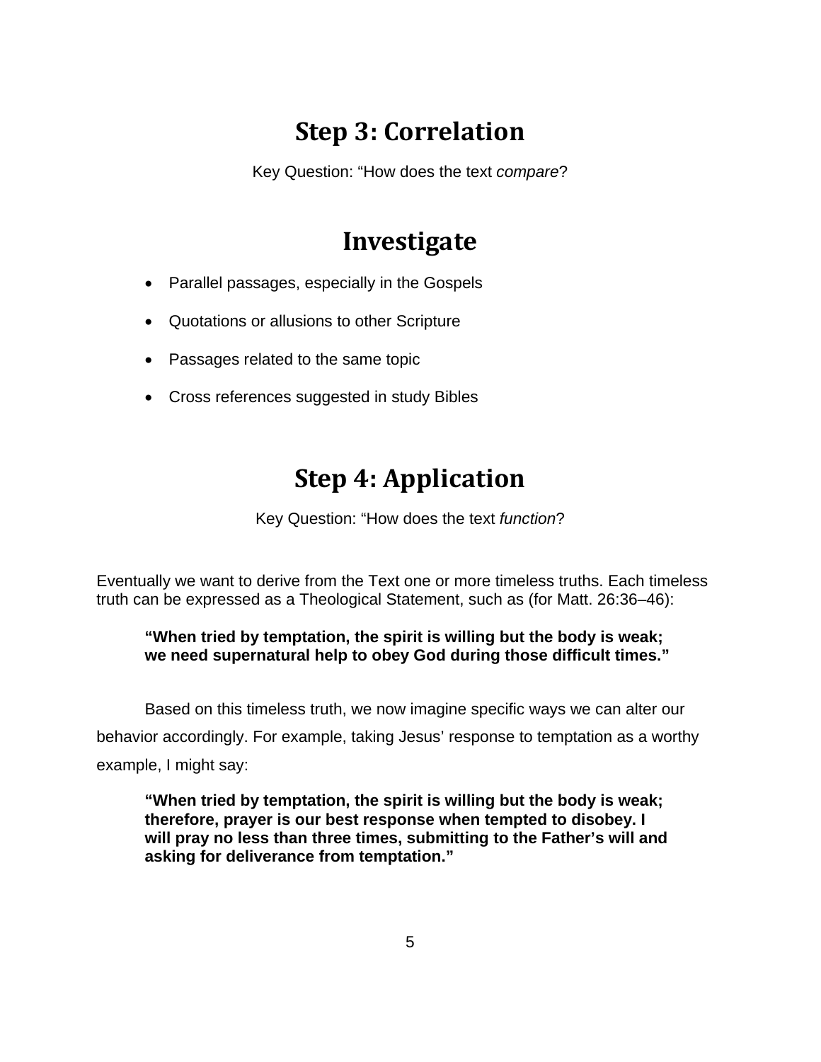# Step 3: Correlation

Key Question: "How does the text *compare*?

# Investigate

- Parallel passages, especially in the Gospels
- Quotations or allusions to other Scripture
- Passages related to the same topic
- Cross references suggested in study Bibles

# Step 4: Application

Key Question: "How does the text *function*?

Eventually we want to derive from the Text one or more timeless truths. Each timeless truth can be expressed as a Theological Statement, such as (for Matt. 26:36–46):

> **"When tried by temptation, the spirit is willing but the body is weak; we need supernatural help to obey God during those difficult times."**

Based on this timeless truth, we now imagine specific ways we can alter our behavior accordingly. For example, taking Jesus' response to temptation as a worthy example, I might say:

> **"When tried by temptation, the spirit is willing but the body is weak; therefore, prayer is our best response when tempted to disobey. I will pray no less than three times, submitting to the Father's will and asking for deliverance from temptation."**